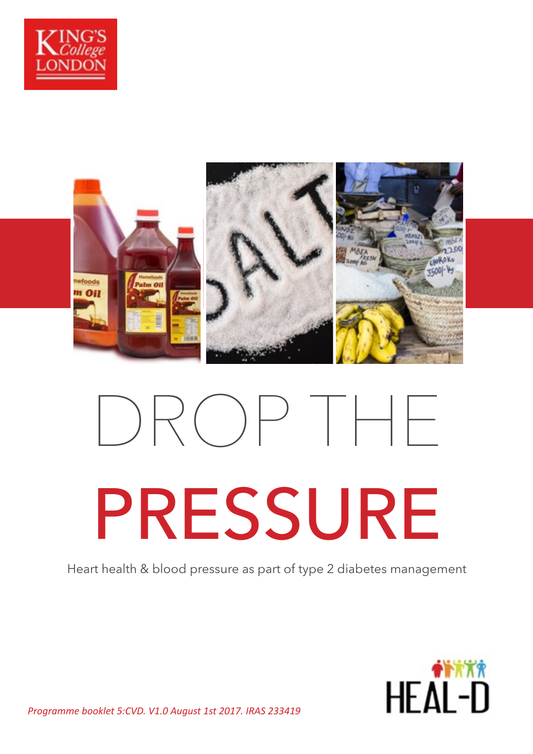King's College London

# DROP THE PRESSURE

Heart health & blood pressure as part of type 2 diabetes management

HEAL-D

*Programme booklet 5:CVD. V1.0 August 1st 2017. IRAS 233419*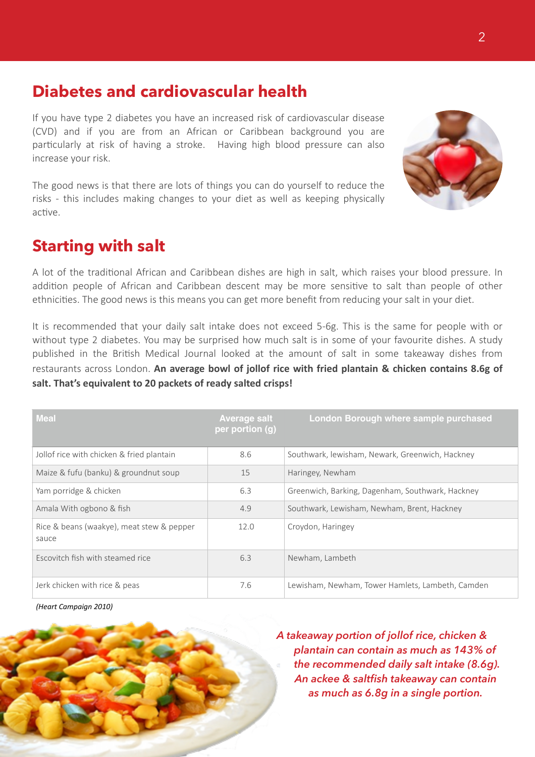## Diabetes and cardiovascular health

If you have type 2 diabetes you have an increased risk of cardiovascular disease (CVD) and if you are from an African or Caribbean background you are particularly at risk of having a stroke. Having high blood pressure can also increase your risk.

The good news is that there are lots of things you can do yourself to reduce the risks - this includes making changes to your diet as well as keeping physically active.

## Starting with salt

A lot of the traditional African and Caribbean dishes are high in salt, which raises your blood pressure. In addition people of African and Caribbean descent may be more sensitive to salt than people of other ethnicities. The good news is this means you can get more benefit from reducing your salt in your diet.

It is recommended that your daily salt intake does not exceed 5-6g. This is the same for people with or without type 2 diabetes. You may be surprised how much salt is in some of your favourite dishes. A study published in the British Medical Journal looked at the amount of salt in some takeaway dishes from restaurants across London. **An average bowl of jollof rice with fried plantain & chicken contains 8.6g of salt. That's equivalent to 20 packets of ready salted crisps!**

| Meal | Average salt per portion (g) | London Borough where sample purchased |
|---|---|---|
| Jollof rice with chicken & fried plantain | 8.6 | Southwark, lewisham, Newark, Greenwich, Hackney |
| Maize & fufu (banku) & groundnut soup | 15 | Haringey, Newham |
| Yam porridge & chicken | 6.3 | Greenwich, Barking, Dagenham, Southwark, Hackney |
| Amala With ogbono & fish | 4.9 | Southwark, Lewisham, Newham, Brent, Hackney |
| Rice & beans (waakye), meat stew & pepper sauce | 12.0 | Croydon, Haringey |
| Escovitch fish with steamed rice | 6.3 | Newham, Lambeth |
| Jerk chicken with rice & peas | 7.6 | Lewisham, Newham, Tower Hamlets, Lambeth, Camden |

*(Heart Campaign 2010)*

*A takeaway portion of jollof rice, chicken & plantain can contain as much as 143% of the recommended daily salt intake (8.6g). An ackee & saltfish takeaway can contain as much as 6.8g in a single portion.*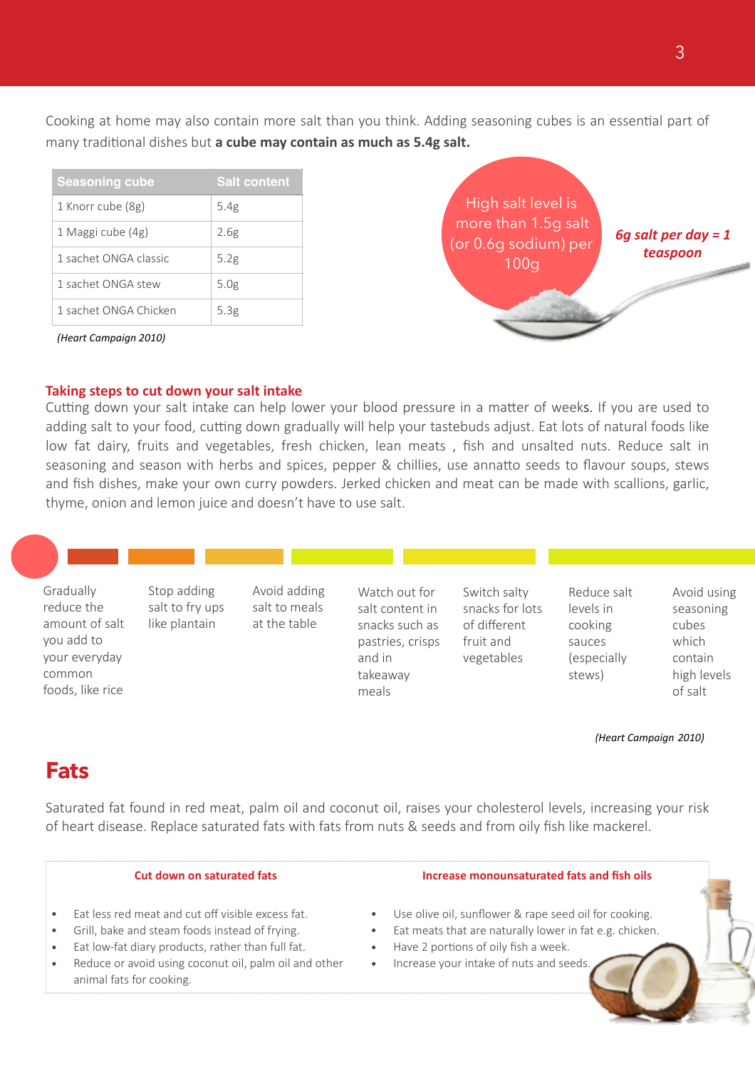Cooking at home may also contain more salt than you think. Adding seasoning cubes is an essential part of many traditional dishes but **a cube may contain as much as 5.4g salt.**

| Seasoning cube | Salt content |
|---|---|
| 1 Knorr cube (8g) | 5.4g |
| 1 Maggi cube (4g) | 2.6g |
| 1 sachet ONGA classic | 5.2g |
| 1 sachet ONGA stew | 5.0g |
| 1 sachet ONGA Chicken | 5.3g |

*(Heart Campaign 2010)*

High salt level is more than 1.5g salt (or 0.6g sodium) per 100g

***6g salt per day = 1 teaspoon***

## Taking steps to cut down your salt intake

Cutting down your salt intake can help lower your blood pressure in a matter of weeks. If you are used to adding salt to your food, cutting down gradually will help your tastebuds adjust. Eat lots of natural foods like low fat dairy, fruits and vegetables, fresh chicken, lean meats , fish and unsalted nuts. Reduce salt in seasoning and season with herbs and spices, pepper & chillies, use annatto seeds to flavour soups, stews and fish dishes, make your own curry powders. Jerked chicken and meat can be made with scallions, garlic, thyme, onion and lemon juice and doesn't have to use salt.

- Gradually reduce the amount of salt you add to your everyday common foods, like rice
- Stop adding salt to fry ups like plantain
- Avoid adding salt to meals at the table
- Watch out for salt content in snacks such as pastries, crisps and in takeaway meals
- Switch salty snacks for lots of different fruit and vegetables
- Reduce salt levels in cooking sauces (especially stews)
- Avoid using seasoning cubes which contain high levels of salt

*(Heart Campaign 2010)*

# Fats

Saturated fat found in red meat, palm oil and coconut oil, raises your cholesterol levels, increasing your risk of heart disease. Replace saturated fats with fats from nuts & seeds and from oily fish like mackerel.

**Cut down on saturated fats**

- Eat less red meat and cut off visible excess fat.
- Grill, bake and steam foods instead of frying.
- Eat low-fat diary products, rather than full fat.
- Reduce or avoid using coconut oil, palm oil and other animal fats for cooking.

**Increase monounsaturated fats and fish oils**

- Use olive oil, sunflower & rape seed oil for cooking.
- Eat meats that are naturally lower in fat e.g. chicken.
- Have 2 portions of oily fish a week.
- Increase your intake of nuts and seeds.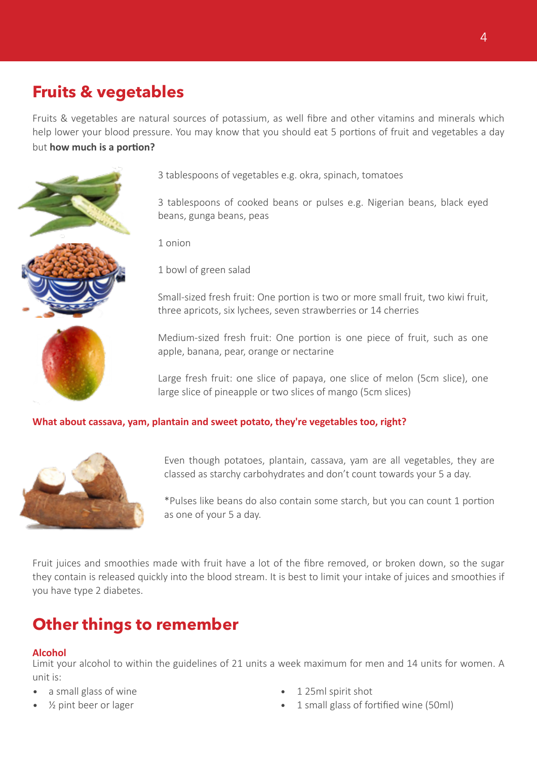## Fruits & vegetables

Fruits & vegetables are natural sources of potassium, as well fibre and other vitamins and minerals which help lower your blood pressure. You may know that you should eat 5 portions of fruit and vegetables a day but **how much is a portion?**

3 tablespoons of vegetables e.g. okra, spinach, tomatoes

3 tablespoons of cooked beans or pulses e.g. Nigerian beans, black eyed beans, gunga beans, peas

1 onion

1 bowl of green salad

Small-sized fresh fruit: One portion is two or more small fruit, two kiwi fruit, three apricots, six lychees, seven strawberries or 14 cherries

Medium-sized fresh fruit: One portion is one piece of fruit, such as one apple, banana, pear, orange or nectarine

Large fresh fruit: one slice of papaya, one slice of melon (5cm slice), one large slice of pineapple or two slices of mango (5cm slices)

**What about cassava, yam, plantain and sweet potato, they're vegetables too, right?**

Even though potatoes, plantain, cassava, yam are all vegetables, they are classed as starchy carbohydrates and don't count towards your 5 a day.

*Pulses like beans do also contain some starch, but you can count 1 portion as one of your 5 a day.

Fruit juices and smoothies made with fruit have a lot of the fibre removed, or broken down, so the sugar they contain is released quickly into the blood stream. It is best to limit your intake of juices and smoothies if you have type 2 diabetes.

## Other things to remember

### Alcohol

Limit your alcohol to within the guidelines of 21 units a week maximum for men and 14 units for women. A unit is:

- a small glass of wine
- ½ pint beer or lager
- 1 25ml spirit shot
- 1 small glass of fortified wine (50ml)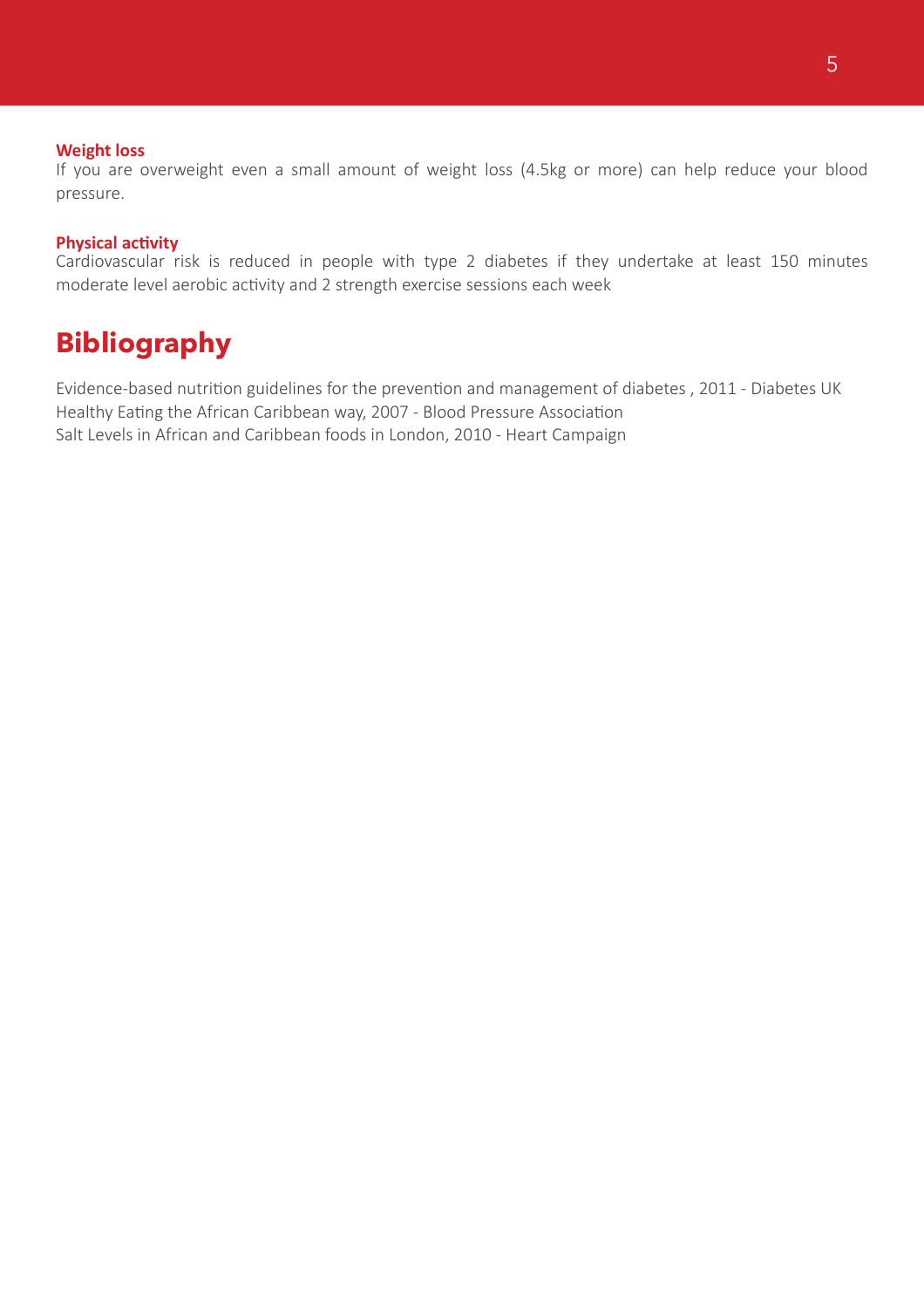### Weight loss

If you are overweight even a small amount of weight loss (4.5kg or more) can help reduce your blood pressure.

### Physical activity

Cardiovascular risk is reduced in people with type 2 diabetes if they undertake at least 150 minutes moderate level aerobic activity and 2 strength exercise sessions each week

## Bibliography

Evidence-based nutrition guidelines for the prevention and management of diabetes , 2011 - Diabetes UK
Healthy Eating the African Caribbean way, 2007 - Blood Pressure Association
Salt Levels in African and Caribbean foods in London, 2010 - Heart Campaign